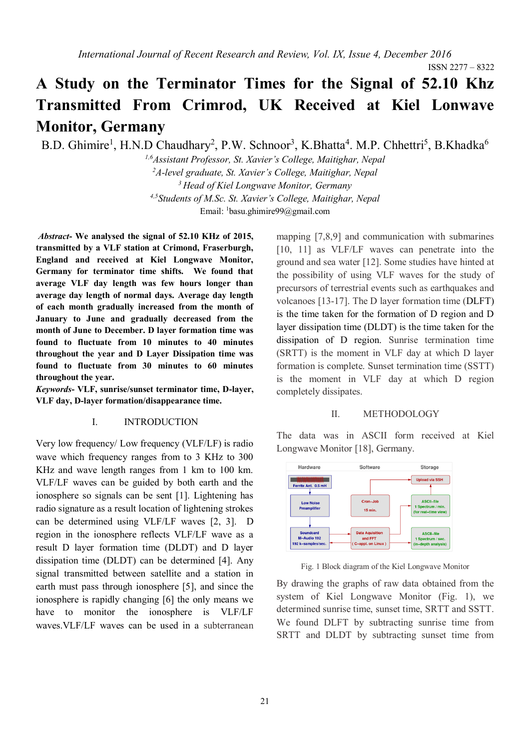# A Study on the Terminator Times for the Signal of 52.10 Khz Transmitted From Crimrod, UK Received at Kiel Lonwave Monitor, Germany

B.D. Ghimire[1], H.N.D Chaudhary[2], P.W. Schnoor[3], K.Bhatta[4]. M.P. Chhettri[5], B.Khadka[6]

[1,6] *Assistant Professor, St. Xavier's College, Maitighar, Nepal*
[2] *A-level graduate, St. Xavier's College, Maitighar, Nepal*
[3] *Head of Kiel Longwave Monitor, Germany*
[4,5] *Students of M.Sc. St. Xavier's College, Maitighar, Nepal*
Email: [1]basu.ghimire99@gmail.com

***Abstract*- We analysed the signal of 52.10 KHz of 2015, transmitted by a VLF station at Crimond, Fraserburgh, England and received at Kiel Longwave Monitor, Germany for terminator time shifts. We found that average VLF day length was few hours longer than average day length of normal days. Average day length of each month gradually increased from the month of January to June and gradually decreased from the month of June to December. D layer formation time was found to fluctuate from 10 minutes to 40 minutes throughout the year and D Layer Dissipation time was found to fluctuate from 30 minutes to 60 minutes throughout the year.**

***Keywords*- VLF, sunrise/sunset terminator time, D-layer, VLF day, D-layer formation/disappearance time.**

## I. INTRODUCTION

Very low frequency/ Low frequency (VLF/LF) is radio wave which frequency ranges from to 3 KHz to 300 KHz and wave length ranges from 1 km to 100 km. VLF/LF waves can be guided by both earth and the ionosphere so signals can be sent [1]. Lightening has radio signature as a result location of lightening strokes can be determined using VLF/LF waves [2, 3]. D region in the ionosphere reflects VLF/LF wave as a result D layer formation time (DLDT) and D layer dissipation time (DLDT) can be determined [4]. Any signal transmitted between satellite and a station in earth must pass through ionosphere [5], and since the ionosphere is rapidly changing [6] the only means we have to monitor the ionosphere is VLF/LF waves.VLF/LF waves can be used in a subterranean mapping [7,8,9] and communication with submarines [10, 11] as VLF/LF waves can penetrate into the ground and sea water [12]. Some studies have hinted at the possibility of using VLF waves for the study of precursors of terrestrial events such as earthquakes and volcanoes [13-17]. The D layer formation time (DLFT) is the time taken for the formation of D region and D layer dissipation time (DLDT) is the time taken for the dissipation of D region. Sunrise termination time (SRTT) is the moment in VLF day at which D layer formation is complete. Sunset termination time (SSTT) is the moment in VLF day at which D region completely dissipates.

## II. METHODOLOGY

The data was in ASCII form received at Kiel Longwave Monitor [18], Germany.

Fig. 1 Block diagram of the Kiel Longwave Monitor

By drawing the graphs of raw data obtained from the system of Kiel Longwave Monitor (Fig. 1), we determined sunrise time, sunset time, SRTT and SSTT. We found DLFT by subtracting sunrise time from SRTT and DLDT by subtracting sunset time from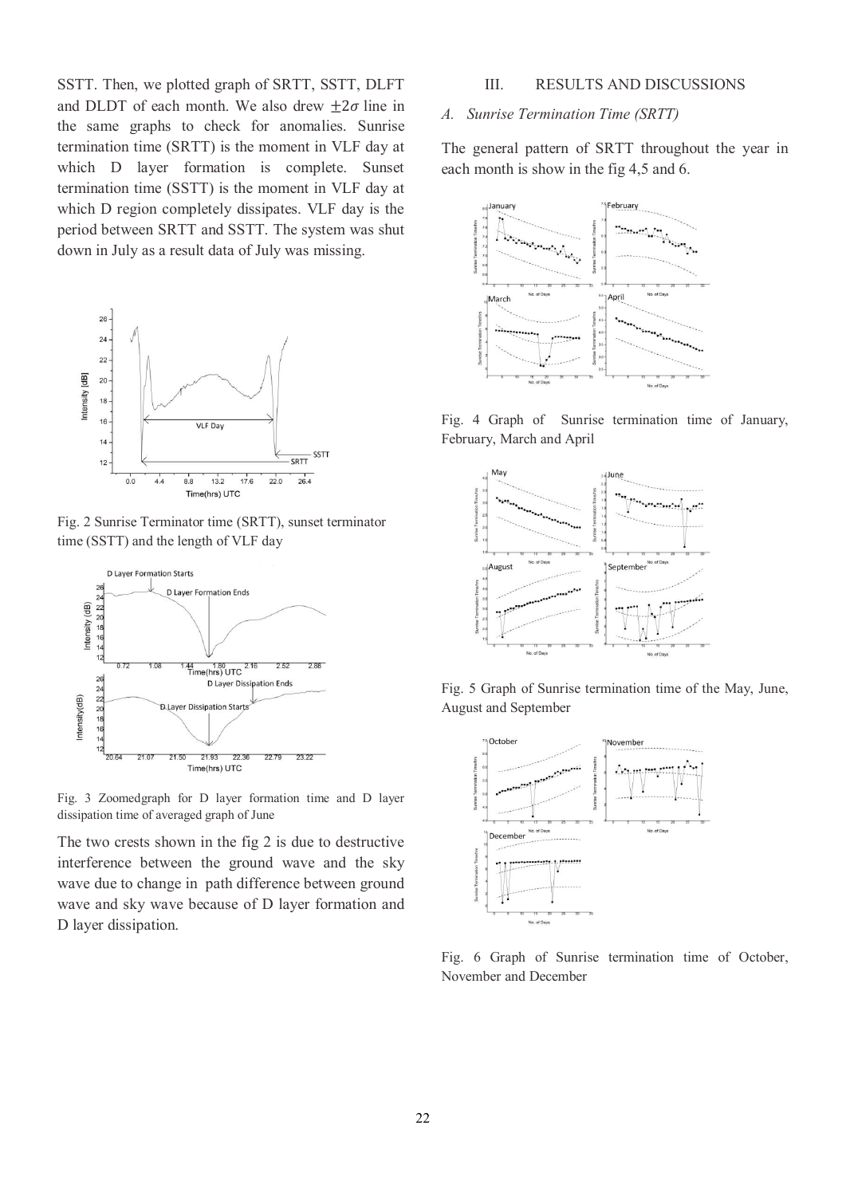SSTT. Then, we plotted graph of SRTT, SSTT, DLFT and DLDT of each month. We also drew $\pm 2\sigma$ line in the same graphs to check for anomalies. Sunrise termination time (SRTT) is the moment in VLF day at which D layer formation is complete. Sunset termination time (SSTT) is the moment in VLF day at which D region completely dissipates. VLF day is the period between SRTT and SSTT. The system was shut down in July as a result data of July was missing.

Fig. 2 Sunrise Terminator time (SRTT), sunset terminator time (SSTT) and the length of VLF day

Fig. 3 Zoomedgraph for D layer formation time and D layer dissipation time of averaged graph of June

The two crests shown in the fig 2 is due to destructive interference between the ground wave and the sky wave due to change in path difference between ground wave and sky wave because of D layer formation and D layer dissipation.

## III. RESULTS AND DISCUSSIONS

### *A. Sunrise Termination Time (SRTT)*

The general pattern of SRTT throughout the year in each month is show in the fig 4,5 and 6.

Fig. 4 Graph of Sunrise termination time of January, February, March and April

Fig. 5 Graph of Sunrise termination time of the May, June, August and September

Fig. 6 Graph of Sunrise termination time of October, November and December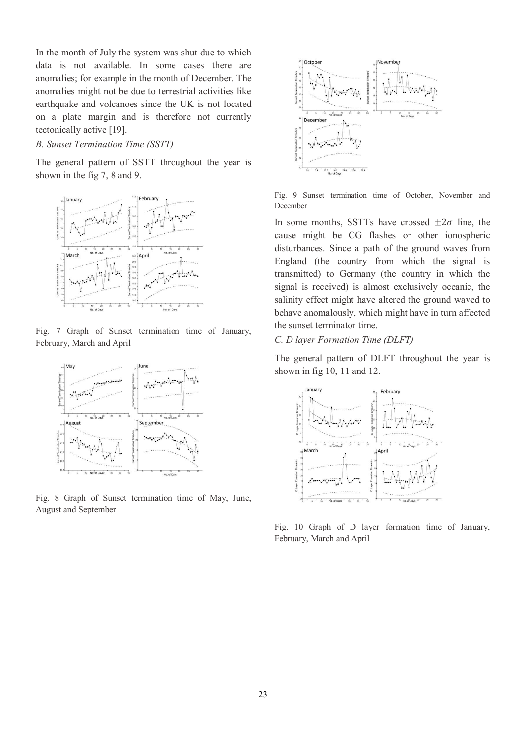In the month of July the system was shut due to which data is not available. In some cases there are anomalies; for example in the month of December. The anomalies might not be due to terrestrial activities like earthquake and volcanoes since the UK is not located on a plate margin and is therefore not currently tectonically active [19].

*B. Sunset Termination Time (SSTT)*

The general pattern of SSTT throughout the year is shown in the fig 7, 8 and 9.

Fig. 7 Graph of Sunset termination time of January, February, March and April

Fig. 8 Graph of Sunset termination time of May, June, August and September

Fig. 9 Sunset termination time of October, November and December

In some months, SSTTs have crossed $\pm 2\sigma$ line, the cause might be CG flashes or other ionospheric disturbances. Since a path of the ground waves from England (the country from which the signal is transmitted) to Germany (the country in which the signal is received) is almost exclusively oceanic, the salinity effect might have altered the ground waved to behave anomalously, which might have in turn affected the sunset terminator time.

*C. D layer Formation Time (DLFT)*

The general pattern of DLFT throughout the year is shown in fig 10, 11 and 12.

Fig. 10 Graph of D layer formation time of January, February, March and April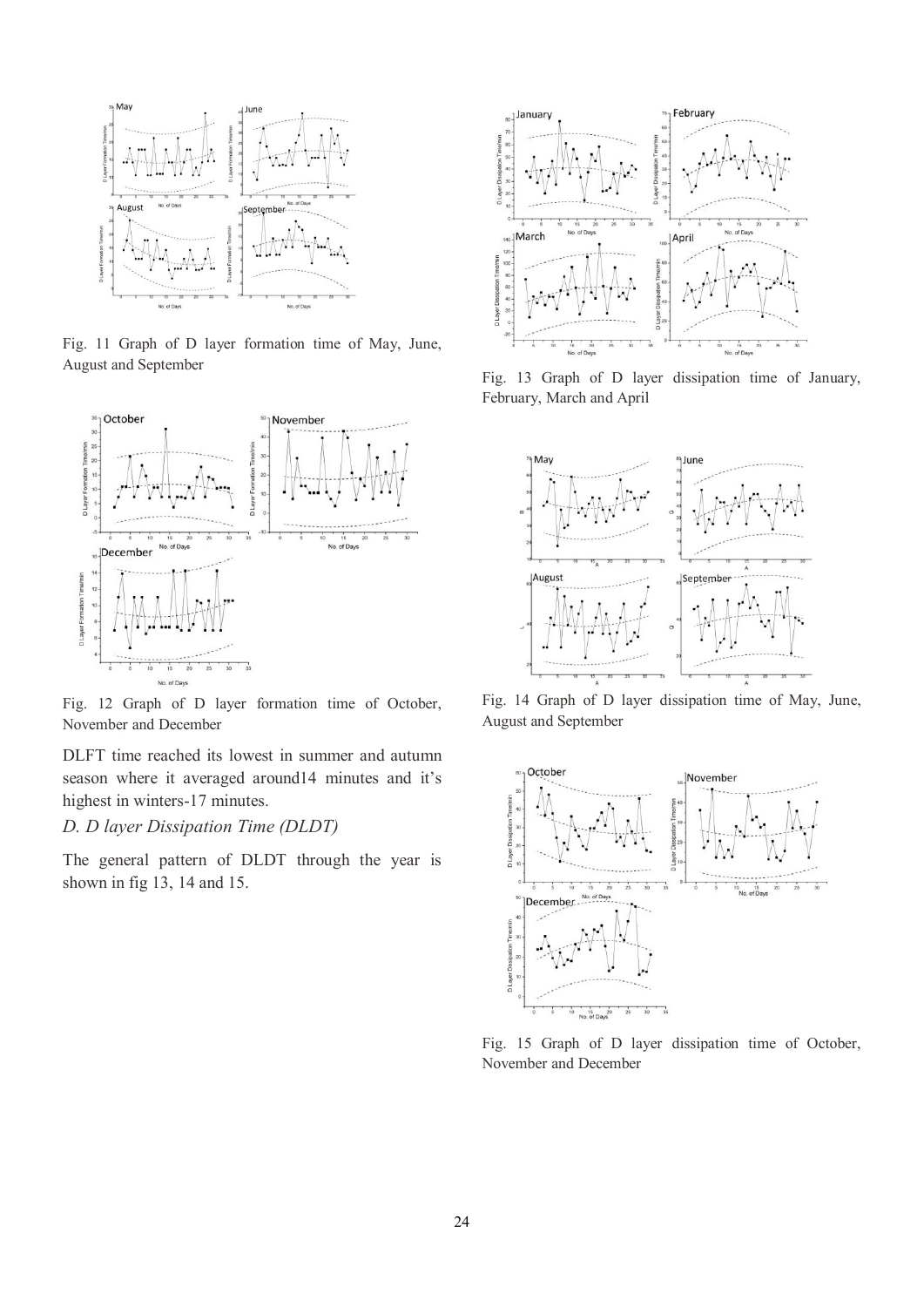Fig. 11 Graph of D layer formation time of May, June, August and September

Fig. 12 Graph of D layer formation time of October, November and December

DLFT time reached its lowest in summer and autumn season where it averaged around14 minutes and it's highest in winters-17 minutes.

### *D. D layer Dissipation Time (DLDT)*

The general pattern of DLDT through the year is shown in fig 13, 14 and 15.

Fig. 13 Graph of D layer dissipation time of January, February, March and April

Fig. 14 Graph of D layer dissipation time of May, June, August and September

Fig. 15 Graph of D layer dissipation time of October, November and December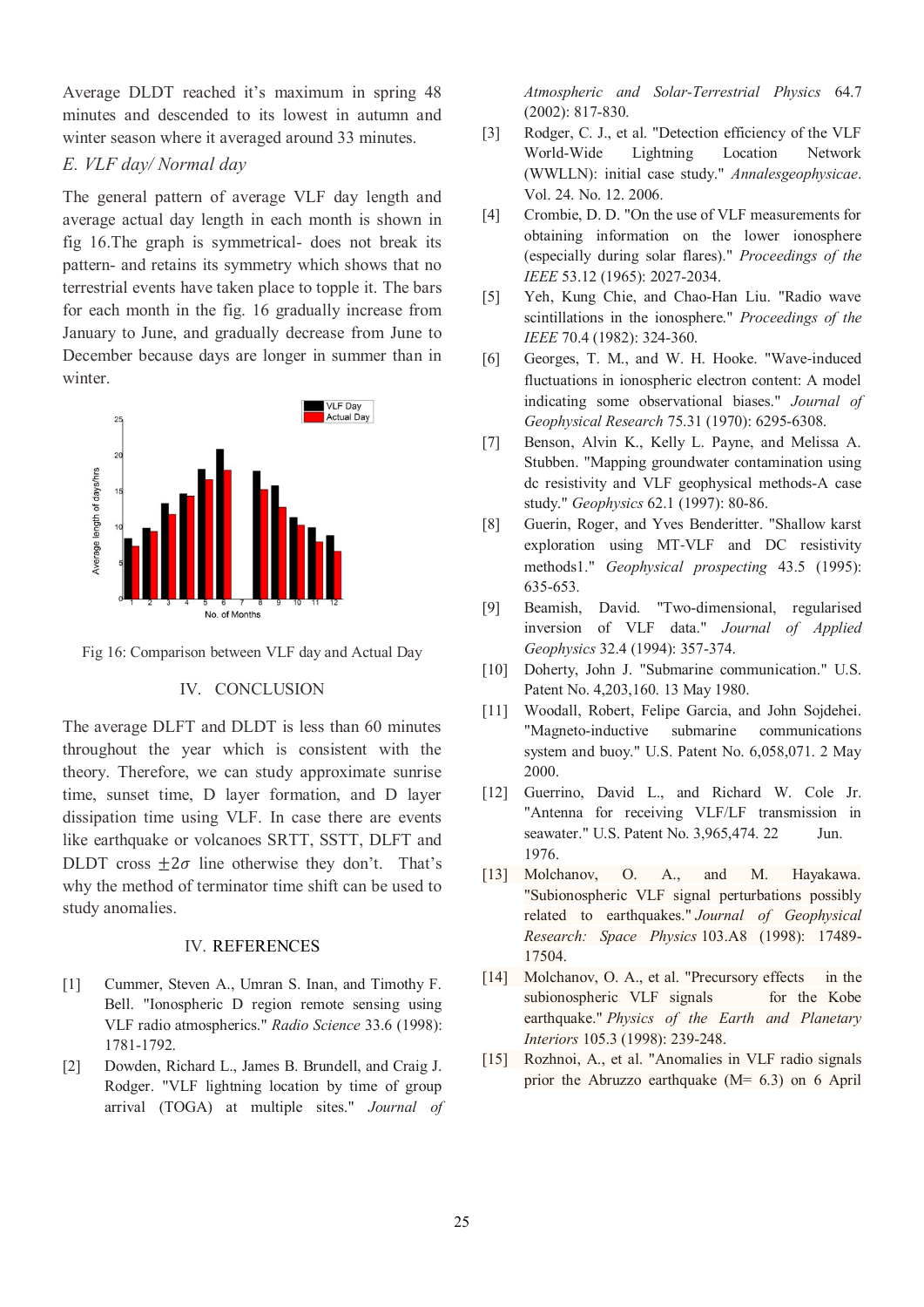Average DLDT reached it's maximum in spring 48 minutes and descended to its lowest in autumn and winter season where it averaged around 33 minutes.

*E. VLF day/ Normal day*

The general pattern of average VLF day length and average actual day length in each month is shown in fig 16.The graph is symmetrical- does not break its pattern- and retains its symmetry which shows that no terrestrial events have taken place to topple it. The bars for each month in the fig. 16 gradually increase from January to June, and gradually decrease from June to December because days are longer in summer than in winter.

Fig 16: Comparison between VLF day and Actual Day

## IV. CONCLUSION

The average DLFT and DLDT is less than 60 minutes throughout the year which is consistent with the theory. Therefore, we can study approximate sunrise time, sunset time, D layer formation, and D layer dissipation time using VLF. In case there are events like earthquake or volcanoes SRTT, SSTT, DLFT and DLDT cross $\pm 2\sigma$ line otherwise they don't. That's why the method of terminator time shift can be used to study anomalies.

## IV. REFERENCES

[1] Cummer, Steven A., Umran S. Inan, and Timothy F. Bell. "Ionospheric D region remote sensing using VLF radio atmospherics." *Radio Science* 33.6 (1998): 1781-1792.

[2] Dowden, Richard L., James B. Brundell, and Craig J. Rodger. "VLF lightning location by time of group arrival (TOGA) at multiple sites." *Journal of Atmospheric and Solar-Terrestrial Physics* 64.7 (2002): 817-830.

[3] Rodger, C. J., et al. "Detection efficiency of the VLF World-Wide Lightning Location Network (WWLLN): initial case study." *Annalesgeophysicae*. Vol. 24. No. 12. 2006.

[4] Crombie, D. D. "On the use of VLF measurements for obtaining information on the lower ionosphere (especially during solar flares)." *Proceedings of the IEEE* 53.12 (1965): 2027-2034.

[5] Yeh, Kung Chie, and Chao-Han Liu. "Radio wave scintillations in the ionosphere." *Proceedings of the IEEE* 70.4 (1982): 324-360.

[6] Georges, T. M., and W. H. Hooke. "Wave-induced fluctuations in ionospheric electron content: A model indicating some observational biases." *Journal of Geophysical Research* 75.31 (1970): 6295-6308.

[7] Benson, Alvin K., Kelly L. Payne, and Melissa A. Stubben. "Mapping groundwater contamination using dc resistivity and VLF geophysical methods-A case study." *Geophysics* 62.1 (1997): 80-86.

[8] Guerin, Roger, and Yves Benderitter. "Shallow karst exploration using MT-VLF and DC resistivity methods1." *Geophysical prospecting* 43.5 (1995): 635-653.

[9] Beamish, David. "Two-dimensional, regularised inversion of VLF data." *Journal of Applied Geophysics* 32.4 (1994): 357-374.

[10] Doherty, John J. "Submarine communication." U.S. Patent No. 4,209,160. 13 May 1980.

[11] Woodall, Robert, Felipe Garcia, and John Sojdehei. "Magneto-inductive submarine communications system and buoy." U.S. Patent No. 6,058,071. 2 May 2000.

[12] Guerrino, David L., and Richard W. Cole Jr. "Antenna for receiving VLF/LF transmission in seawater." U.S. Patent No. 3,965,474. 22 Jun. 1976.

[13] Molchanov, O. A., and M. Hayakawa. "Subionospheric VLF signal perturbations possibly related to earthquakes." *Journal of Geophysical Research: Space Physics* 103.A8 (1998): 17489-17504.

[14] Molchanov, O. A., et al. "Precursory effects in the subionospheric VLF signals for the Kobe earthquake." *Physics of the Earth and Planetary Interiors* 105.3 (1998): 239-248.

[15] Rozhnoi, A., et al. "Anomalies in VLF radio signals prior the Abruzzo earthquake (M= 6.3) on 6 April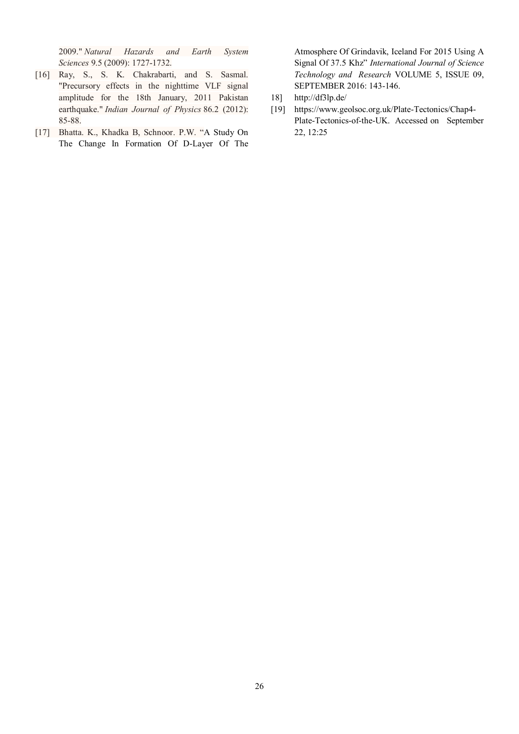2009." *Natural Hazards and Earth System Sciences* 9.5 (2009): 1727-1732.

[16] Ray, S., S. K. Chakrabarti, and S. Sasmal. "Precursory effects in the nighttime VLF signal amplitude for the 18th January, 2011 Pakistan earthquake." *Indian Journal of Physics* 86.2 (2012): 85-88.

[17] Bhatta. K., Khadka B, Schnoor. P.W. "A Study On The Change In Formation Of D-Layer Of The Atmosphere Of Grindavik, Iceland For 2015 Using A Signal Of 37.5 Khz" *International Journal of Science Technology and Research* VOLUME 5, ISSUE 09, SEPTEMBER 2016: 143-146.

18] http://df3lp.de/

[19] https://www.geolsoc.org.uk/Plate-Tectonics/Chap4-Plate-Tectonics-of-the-UK. Accessed on September 22, 12:25